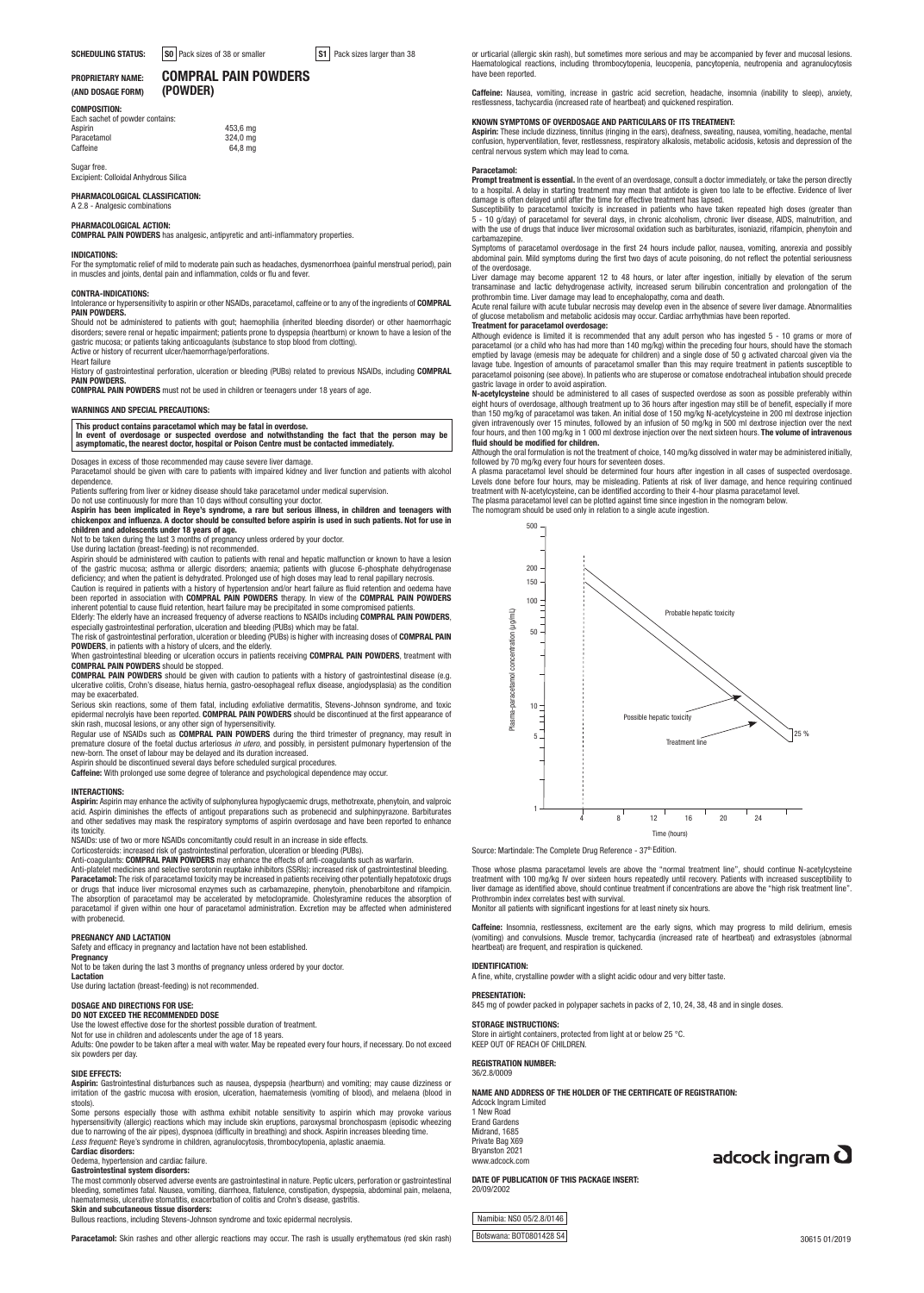**SCHEDULING STATUS:** S0 Pack sizes of 38 or smaller S1 Pack sizes larger than 38

**PROPRIETARY NAME: (AND DOSAGE FORM)** **COMPRAL PAIN POWDERS (POWDER)**

**COMPOSITION:**

Each sachet of powder contains:

| | |
|---|---|
| Aspirin | 453,6 mg |
| Paracetamol | 324,0 mg |
| Caffeine | 64,8 mg |

Sugar free.
Excipient: Colloidal Anhydrous Silica

**PHARMACOLOGICAL CLASSIFICATION:**
A 2.8 - Analgesic combinations

**PHARMACOLOGICAL ACTION:**
**COMPRAL PAIN POWDERS** has analgesic, antipyretic and anti-inflammatory properties.

**INDICATIONS:**
For the symptomatic relief of mild to moderate pain such as headaches, dysmenorrhoea (painful menstrual period), pain in muscles and joints, dental pain and inflammation, colds or flu and fever.

**CONTRA-INDICATIONS:**
Intolerance or hypersensitivity to aspirin or other NSAIDs, paracetamol, caffeine or to any of the ingredients of **COMPRAL PAIN POWDERS.**
Should not be administered to patients with gout; haemophilia (inherited bleeding disorder) or other haemorrhagic disorders; severe renal or hepatic impairment; patients prone to dyspepsia (heartburn) or known to have a lesion of the gastric mucosa; or patients taking anticoagulants (substance to stop blood from clotting).
Active or history of recurrent ulcer/haemorrhage/perforations.
Heart failure
History of gastrointestinal perforation, ulceration or bleeding (PUBs) related to previous NSAIDs, including **COMPRAL PAIN POWDERS.**
**COMPRAL PAIN POWDERS** must not be used in children or teenagers under 18 years of age.

**WARNINGS AND SPECIAL PRECAUTIONS:**

**This product contains paracetamol which may be fatal in overdose.**
**In event of overdosage or suspected overdose and notwithstanding the fact that the person may be asymptomatic, the nearest doctor, hospital or Poison Centre must be contacted immediately.**

Dosages in excess of those recommended may cause severe liver damage.
Paracetamol should be given with care to patients with impaired kidney and liver function and patients with alcohol dependence.
Patients suffering from liver or kidney disease should take paracetamol under medical supervision.
Do not use continuously for more than 10 days without consulting your doctor.
**Aspirin has been implicated in Reye's syndrome, a rare but serious illness, in children and teenagers with chickenpox and influenza. A doctor should be consulted before aspirin is used in such patients. Not for use in children and adolescents under 18 years of age.**
Not to be taken during the last 3 months of pregnancy unless ordered by your doctor.
Use during lactation (breast-feeding) is not recommended.
Aspirin should be administered with caution to patients with renal and hepatic malfunction or known to have a lesion of the gastric mucosa; asthma or allergic disorders; anaemia; patients with glucose 6-phosphate dehydrogenase deficiency; and when the patient is dehydrated. Prolonged use of high doses may lead to renal papillary necrosis.
Caution is required in patients with a history of hypertension and/or heart failure as fluid retention and oedema have been reported in association with **COMPRAL PAIN POWDERS** therapy. In view of the **COMPRAL PAIN POWDERS** inherent potential to cause fluid retention, heart failure may be precipitated in some compromised patients.
Elderly: The elderly have an increased frequency of adverse reactions to NSAIDs including **COMPRAL PAIN POWDERS**, especially gastrointestinal perforation, ulceration and bleeding (PUBs) which may be fatal.
The risk of gastrointestinal perforation, ulceration or bleeding (PUBs) is higher with increasing doses of **COMPRAL PAIN POWDERS**, in patients with a history of ulcers, and the elderly.
When gastrointestinal bleeding or ulceration occurs in patients receiving **COMPRAL PAIN POWDERS**, treatment with **COMPRAL PAIN POWDERS** should be stopped.
**COMPRAL PAIN POWDERS** should be given with caution to patients with a history of gastrointestinal disease (e.g. ulcerative colitis, Crohn's disease, hiatus hernia, gastro-oesophageal reflux disease, angiodysplasia) as the condition may be exacerbated.
Serious skin reactions, some of them fatal, including exfoliative dermatitis, Stevens-Johnson syndrome, and toxic epidermal necrolysis have been reported. **COMPRAL PAIN POWDERS** should be discontinued at the first appearance of skin rash, mucosal lesions, or any other sign of hypersensitivity.
Regular use of NSAIDs such as **COMPRAL PAIN POWDERS** during the third trimester of pregnancy, may result in premature closure of the foetal ductus arteriosus *in utero*, and possibly, in persistent pulmonary hypertension of the new-born. The onset of labour may be delayed and its duration increased.
Aspirin should be discontinued several days before scheduled surgical procedures.
**Caffeine:** With prolonged use some degree of tolerance and psychological dependence may occur.

**INTERACTIONS:**
**Aspirin:** Aspirin may enhance the activity of sulphonylurea hypoglycaemic drugs, methotrexate, phenytoin, and valproic acid. Aspirin diminishes the effects of antigout preparations such as probenecid and sulphinpyrazone. Barbiturates and other sedatives may mask the respiratory symptoms of aspirin overdosage and have been reported to enhance its toxicity.
NSAIDs: use of two or more NSAIDs concomitantly could result in an increase in side effects.
Corticosteroids: increased risk of gastrointestinal perforation, ulceration or bleeding (PUBs).
Anti-coagulants: **COMPRAL PAIN POWDERS** may enhance the effects of anti-coagulants such as warfarin.
Anti-platelet medicines and selective serotonin reuptake inhibitors (SSRIs): increased risk of gastrointestinal bleeding.
**Paracetamol:** The risk of paracetamol toxicity may be increased in patients receiving other potentially hepatotoxic drugs or drugs that induce liver microsomal enzymes such as carbamazepine, phenytoin, phenobarbitone and rifampicin. The absorption of paracetamol may be accelerated by metoclopramide. Cholestyramine reduces the absorption of paracetamol if given within one hour of paracetamol administration. Excretion may be affected when administered with probenecid.

**PREGNANCY AND LACTATION**
Safety and efficacy in pregnancy and lactation have not been established.
**Pregnancy**
Not to be taken during the last 3 months of pregnancy unless ordered by your doctor.
**Lactation**
Use during lactation (breast-feeding) is not recommended.

**DOSAGE AND DIRECTIONS FOR USE:**
**DO NOT EXCEED THE RECOMMENDED DOSE**
Use the lowest effective dose for the shortest possible duration of treatment.
Not for use in children and adolescents under the age of 18 years.
Adults: One powder to be taken after a meal with water. May be repeated every four hours, if necessary. Do not exceed six powders per day.

**SIDE EFFECTS:**
**Aspirin:** Gastrointestinal disturbances such as nausea, dyspepsia (heartburn) and vomiting; may cause dizziness or irritation of the gastric mucosa with erosion, ulceration, haematemesis (vomiting of blood), and melaena (blood in stools).
Some persons especially those with asthma exhibit notable sensitivity to aspirin which may provoke various hypersensitivity (allergic) reactions which may include skin eruptions, paroxysmal bronchospasm (episodic wheezing due to narrowing of the air pipes), dyspnoea (difficulty in breathing) and shock. Aspirin increases bleeding time.
*Less frequent:* Reye's syndrome in children, agranulocytosis, thrombocytopenia, aplastic anaemia.
**Cardiac disorders:**
Oedema, hypertension and cardiac failure.
**Gastrointestinal system disorders:**
The most commonly observed adverse events are gastrointestinal in nature. Peptic ulcers, perforation or gastrointestinal bleeding, sometimes fatal. Nausea, vomiting, diarrhoea, flatulence, constipation, dyspepsia, abdominal pain, melaena, haematemesis, ulcerative stomatitis, exacerbation of colitis and Crohn's disease, gastritis.
**Skin and subcutaneous tissue disorders:**
Bullous reactions, including Stevens-Johnson syndrome and toxic epidermal necrolysis.

**Paracetamol:** Skin rashes and other allergic reactions may occur. The rash is usually erythematous (red skin rash) or urticarial (allergic skin rash), but sometimes more serious and may be accompanied by fever and mucosal lesions. Haematological reactions, including thrombocytopenia, leucopenia, pancytopenia, neutropenia and agranulocytosis have been reported.

**Caffeine:** Nausea, vomiting, increase in gastric acid secretion, headache, insomnia (inability to sleep), anxiety, restlessness, tachycardia (increased rate of heartbeat) and quickened respiration.

**KNOWN SYMPTOMS OF OVERDOSAGE AND PARTICULARS OF ITS TREATMENT:**
**Aspirin:** These include dizziness, tinnitus (ringing in the ears), deafness, sweating, nausea, vomiting, headache, mental confusion, hyperventilation, fever, restlessness, respiratory alkalosis, metabolic acidosis, ketosis and depression of the central nervous system which may lead to coma.

**Paracetamol:**
**Prompt treatment is essential.** In the event of an overdose, consult a doctor immediately, or take the person directly to a hospital. A delay in starting treatment may mean that antidote is given too late to be effective. Evidence of liver damage is often delayed until after the time for effective treatment has lapsed.
Susceptibility to paracetamol toxicity is increased in patients who have taken repeated high doses (greater than 5 - 10 g/day) of paracetamol for several days, in chronic alcoholism, chronic liver disease, AIDS, malnutrition, and with the use of drugs that induce liver microsomal oxidation such as barbiturates, isoniazid, rifampicin, phenytoin and carbamazepine.
Symptoms of paracetamol overdosage in the first 24 hours include pallor, nausea, vomiting, anorexia and possibly abdominal pain. Mild symptoms during the first two days of acute poisoning, do not reflect the potential seriousness of the overdosage.
Liver damage may become apparent 12 to 48 hours, or later after ingestion, initially by elevation of the serum transaminase and lactic dehydrogenase activity, increased serum bilirubin concentration and prolongation of the prothrombin time. Liver damage may lead to encephalopathy, coma and death.
Acute renal failure with acute tubular necrosis may develop even in the absence of severe liver damage. Abnormalities of glucose metabolism and metabolic acidosis may occur. Cardiac arrhythmias have been reported.
**Treatment for paracetamol overdosage:**
Although evidence is limited it is recommended that any adult person who has ingested 5 - 10 grams or more of paracetamol (or a child who has had more than 140 mg/kg) within the preceding four hours, should have the stomach emptied by lavage (emesis may be adequate for children) and a single dose of 50 g activated charcoal given via the lavage tube. Ingestion of amounts of paracetamol smaller than this may require treatment in patients susceptible to paracetamol poisoning (see above). In patients who are stuperose or comatose endotracheal intubation should precede gastric lavage in order to avoid aspiration.
**N-acetylcysteine** should be administered to all cases of suspected overdose as soon as possible preferably within eight hours of overdosage, although treatment up to 36 hours after ingestion may still be of benefit, especially if more than 150 mg/kg of paracetamol was taken. An initial dose of 150 mg/kg N-acetylcysteine in 200 ml dextrose injection given intravenously over 15 minutes, followed by an infusion of 50 mg/kg in 500 ml dextrose injection over the next four hours, and then 100 mg/kg in 1 000 ml dextrose injection over the next sixteen hours. **The volume of intravenous fluid should be modified for children.**
Although the oral formulation is not the treatment of choice, 140 mg/kg dissolved in water may be administered initially, followed by 70 mg/kg every four hours for seventeen doses.
A plasma paracetamol level should be determined four hours after ingestion in all cases of suspected overdosage. Levels done before four hours, may be misleading. Patients at risk of liver damage, and hence requiring continued treatment with N-acetylcysteine, can be identified according to their 4-hour plasma paracetamol level.
The plasma paracetamol level can be plotted against time since ingestion in the nomogram below.
The nomogram should be used only in relation to a single acute ingestion.

Source: Martindale: The Complete Drug Reference - 37th Edition.

Those whose plasma paracetamol levels are above the "normal treatment line", should continue N-acetylcysteine treatment with 100 mg/kg IV over sixteen hours repeatedly until recovery. Patients with increased susceptibility to liver damage as identified above, should continue treatment if concentrations are above the "high risk treatment line". Prothrombin index correlates best with survival.
Monitor all patients with significant ingestions for at least ninety six hours.

**Caffeine:** Insomnia, restlessness, excitement are the early signs, which may progress to mild delirium, emesis (vomiting) and convulsions. Muscle tremor, tachycardia (increased rate of heartbeat) and extrasystoles (abnormal heartbeat) are frequent, and respiration is quickened.

**IDENTIFICATION:**
A fine, white, crystalline powder with a slight acidic odour and very bitter taste.

**PRESENTATION:**
845 mg of powder packed in polypaper sachets in packs of 2, 10, 24, 38, 48 and in single doses.

**STORAGE INSTRUCTIONS:**
Store in airtight containers, protected from light at or below 25 °C.
KEEP OUT OF REACH OF CHILDREN.

**REGISTRATION NUMBER:**
36/2.8/0009

**NAME AND ADDRESS OF THE HOLDER OF THE CERTIFICATE OF REGISTRATION:**
Adcock Ingram Limited
1 New Road
Erand Gardens
Midrand, 1685
Private Bag X69
Bryanston 2021
www.adcock.com

**DATE OF PUBLICATION OF THIS PACKAGE INSERT:**
20/09/2002

Namibia: NS0 05/2.8/0146

Botswana: BOT0801428 S4

30615 01/2019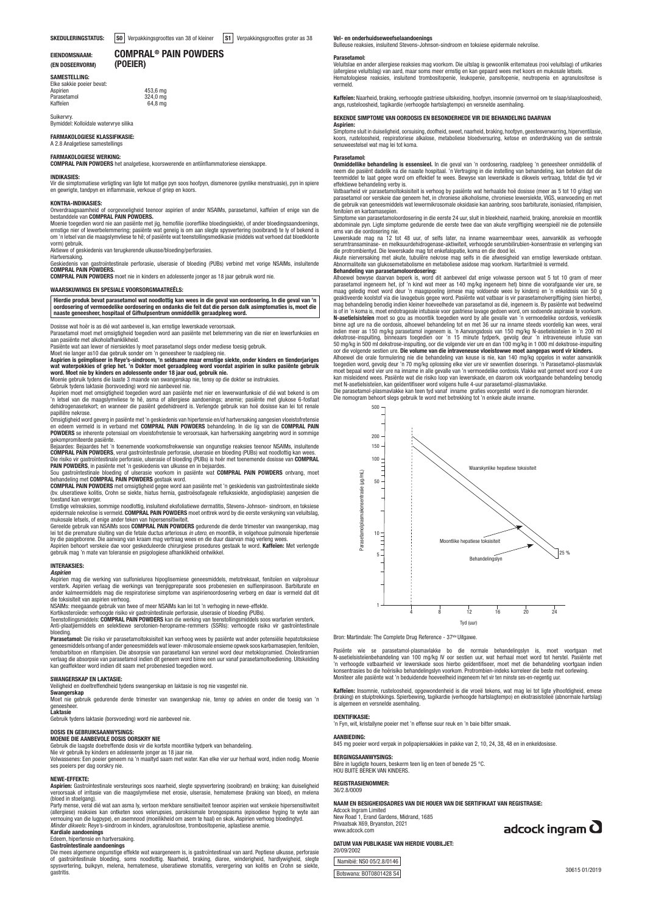**SKEDULERINGSTATUS:** S0 Verpakkingsgroottes van 38 of kleiner S1 Verpakkingsgroottes groter as 38

**EIENDOMSNAAM:** **COMPRAL® PAIN POWDERS**
**(EN DOSEERVORM)** **(POEIER)**

**SAMESTELLING:**
Elke sakkie poeier bevat:

| | |
|---|---|
| Aspirien | 453,6 mg |
| Parasetamol | 324,0 mg |
| Kaffeïen | 64,8 mg |

Suikervry.
Bymiddel: Kolloïdale watervrye silika

**FARMAKOLOGIESE KLASSIFIKASIE:**
A 2.8 Analgetiese samestellings

**FARMAKOLOGIESE WERKING:**
**COMPRAL PAIN POWDERS** het analgetiese, koorswerende en antiinflammatoriese eienskappe.

**INDIKASIES:**
Vir die simptomatiese verligting van ligte tot matige pyn soos hoofpyn, dismenoree (pynlike menstruasie), pyn in spiere en gewrigte, tandpyn en inflammasie, verkoue of griep en koors.

**KONTRA-INDIKASIES:**
Onverdraagsaamheid of oorgevoeligheid teenoor aspirien of ander NSAIMs, parasetamol, kaffeïen of enige van die bestanddele van **COMPRAL PAIN POWDERS.**
Moenie toegedien word nie aan pasiënte met jig, hemofilie (oorerflike bloedingsiekte), of ander bloedingsaandoenings, ernstige nier of lewerbelemmering; pasiënte wat geneig is om aan slegte spysvertering (sooibrand) te ly of bekend is om 'n letsel van die maagslymvliese te hê; of pasiënte wat teenstollingsmedikasie (middels wat verhoed dat bloedklonte vorm) gebruik.
Aktiewe of geskiedenis van terugkerende ulkusse/bloeding/perforasies.
Hartversaking.
Geskiedenis van gastrointestinale perforasie, ulserasie of bloeding (PUBs) verbind met vorige NSAIMs, insluitende **COMPRAL PAIN POWDERS.**
**COMPRAL PAIN POWDERS** moet nie in kinders en adolessente jonger as 18 jaar gebruik word nie.

**WAARSKUWINGS EN SPESIALE VOORSORGMAATREËLS:**

**Hierdie produk bevat parasetamol wat noodlottig kan wees in die geval van oordosering. In die geval van 'n oordosering of vermoedelike oordosering en ondanks die feit dat die person dalk asimptomaties is, moet die naaste geneesheer, hospitaal of Gifhulpsentrum onmiddellik geraadpleeg word.**

Dosisse wat hoër is as dié wat aanbeveel is, kan ernstige lewerskade veroorsaak.
Parasetamol moet met omsigtigheid toegedien word aan pasiënte met belemmering van die nier en lewerfunksies en aan pasiënte met alkoholafhanklikheid.
Pasiënte wat aan lewer of niersiektes ly moet parasetamol slegs onder mediese toesig gebruik.
Moet nie langer as10 dae gebruik sonder om 'n geneesheer te raadpleeg nie.
**Aspirien is geïmpliseer in Reye's-sindroom, 'n seldsame maar ernstige siekte, onder kinders en tienderjariges wat waterpokkies of griep het. 'n Dokter moet geraadpleeg word voordat aspirien in sulke pasiënte gebruik word. Moet nie by kinders en adolessente onder 18 jaar oud, gebruik nie.**
Moenie gebruik tydens die laaste 3 maande van swangerskap nie, tensy op die dokter se instruksies.
Gebruik tydens laktasie (borsvoeding) word nie aanbeveel nie.
Aspirien moet met omsigtigheid toegedien word aan pasiënte met nier en lewerwanfunksie of dié wat bekend is om 'n letsel van die maagslymvliese te hê, asma of allergiese aandoenings; anemie; pasiënte met glukose 6-fosfaat dehidrogenasetekort; en wanneer die pasiënt gedehidreerd is. Verlengde gebruik van hoë dosisse kan lei tot renale papillêre nekrose.
Omsigtigheid word geverg in pasiënte met 'n geskiedenis van hipertensie en/of hartversaking aangesien vloeistofretensie en edeem vermeld is in verband met **COMPRAL PAIN POWDERS** behandeling. In die lig van die **COMPRAL PAIN POWDERS** se inherente potensiaal om vloeistofretensie te veroorsaak, kan hartversaking aangebring word in sommige gekompromiteerde pasiënte.
Bejaardes: Bejaardes het 'n toenemende voorkomsfrekwensie van ongunstige reaksies teenoor NSAIMs, insluitende **COMPRAL PAIN POWDERS**, veral gastrointestinale perforasie, ulserasie en bloeding (PUBs) wat noodlottig kan wees.
Die risiko vir gastrointestinale perforasie, ulserasie of bloeding (PUBs) is hoër met toenemende dosisse van **COMPRAL PAIN POWDERS**, in pasiënte met 'n geskiedenis van ulkusse en in bejaardes.
Sou gastrointestinale bloeding of ulserasie voorkom in pasiënte wat **COMPRAL PAIN POWDERS** ontvang, moet behandeling met **COMPRAL PAIN POWDERS** gestaak word.
**COMPRAL PAIN POWDERS** met omsigtigheid gegee word aan pasiënte met 'n geskiedenis van gastrointestinale siekte (bv. ulseratiewe kolitis, Crohn se siekte, hiatus hernia, gastroësofageale refluksiekte, angiodisplasie) aangesien die toestand kan vererger.
Ernstige velreaksies, sommige noodlottig, insluitend eksfoliatiewe dermatitis, Stevens-Johnson- sindroom, en toksiese epidermale nekrolise is vermeld. **COMPRAL PAIN POWDERS** moet onttrek word by die eerste verskyning van veluitslag, mukosale letsels, of enige ander teken van hipersensitiwiteit.
Gereelde gebruik van NSAIMs soos **COMPRAL PAIN POWDERS** gedurende die derde trimester van swangerskap, mag lei tot die premature sluiting van die fetale ductus arteriosus *in utero*, en moontlik, in volgehoue pulmonale hipertensie by die pasgeborene. Die aanvang van kraam mag vertraag wees en die duur daarvan mag verleng wees.
Aspirien behoort verskeie dae voor geskeduleerde chirurgiese prosedures gestaak te word. **Kaffeïen:** Met verlengde gebruik mag 'n mate van toleransie en psigologiese afhanklikheid ontwikkel.

**INTERAKSIES:**
***Aspirien***
Aspirien mag die werking van sulfonielurea hipoglisemiese geneesmiddels, metotreksaat, fenitoïen en valproësuur versterk. Aspirien verlaag die werkings van teenjigpreparate soos probenesien en sulfienpirasoon. Barbiturate en ander kalmeermiddels mag die respiratoriese simptome van aspirienoordosering verberg en daar is vermeld dat dit die toksisiteit van aspirien verhoog.
NSAIMs: meegaande gebruik van twee of meer NSAIMs kan lei tot 'n verhoging in newe-effekte.
Kortikosteroïede: verhoogde risiko vir gastrointestinale perforasie, ulserasie of bloeding (PUBs).
Teenstollingsmiddels: **COMPRAL PAIN POWDERS** kan die werking van teenstollingsmiddels soos warfarien versterk.
Anti-plaatjiemiddels en selektiewe serotonien-heropname-remmers (SSRIs): verhoogde risiko vir gastrointestinale bloeding.
**Parasetamol:** Die risiko vir parasetamoltoksisiteit kan verhoog wees by pasiënte wat ander potensiële hepatotoksiese geneesmiddels ontvang of ander geneesmiddels wat lewer- mikrosomale ensieme opwek soos karbamasepien, fenitoïen, fenobarbitoon en rifampisien. Die absorpsie van parasetamol kan versnel word deur metoklopramied. Cholestiramien verlaag die absorpsie van parasetamol indien dit geneem word binne een uur vanaf parasetamoltoediening. Uitskeiding kan geaffekteer word indien dit saam met probenesied toegedien word.

**SWANGERSKAP EN LAKTASIE:**
Veiligheid en doeltreffendheid tydens swangerskap en laktasie is nog nie vasgestel nie.
**Swangerskap**
Moet nie gebruik gedurende derde trimester van swangerskap nie, tensy op advies en onder die toesig van 'n geneesheer.
**Laktasie**
Gebruik tydens laktasie (borsvoeding) word nie aanbeveel nie.

**DOSIS EN GEBRUIKSAANWYSINGS:**
**MOENIE DIE AANBEVOLE DOSIS OORSKRY NIE**
Gebruik die laagste doeltreffende dosis vir die kortste moontlike tydperk van behandeling.
Nie vir gebruik by kinders en adolessente jonger as 18 jaar nie.
Volwassenes: Een poeier geneem na 'n maaltyd saam met water. Kan elke vier uur herhaal word, indien nodig. Moenie ses poeiers per dag oorskry nie.

**NEWE-EFFEKTE:**
**Aspirien:** Gastrointestinale versteurings soos naarheid, slegte spysvertering (sooibrand) en braking; kan duiseligheid veroorsaak of irritasie van die maagslymvliese met erosie, ulserasie, hematemese (braking van bloed), en melena (bloed in stoelgang).
Party mense, veral dié wat aan asma ly, vertoon merkbare sensitiwiteit teenoor aspirien wat verskeie hipersensitiwiteit (allergiese) reaksies kan ontketen soos velerupsies, paroksismale brongospasma (episodiese hyging te wyte aan vernouing van die lugpype), en asemnood (moeilikheid om asem te haal) en skok. Aspirien verhoog bloedingtyd.
*Minder dikwels:* Reye's-sindroom in kinders, agranulositose, trombositopenie, aplastiese anemie.
**Kardiale aandoenings**
Edeem, hipertensie en hartversaking.
**Gastrointestinale aandoenings**
Die mees algemene ongunstige effekte wat waargeneem is, is gastrointestinaal van aard. Peptiese ulkusse, perforasie of gastrointestinale bloeding, soms noodlottig. Naarheid, braking, diaree, winderigheid, hardlywigheid, slegte spysvertering, buikpyn, melena, hematemese, ulseratiewe stomatitis, verergering van kolitis en Crohn se siekte, gastritis.

**Vel- en onderhuidseweefselaandoenings**
Bulleuse reaksies, insluitend Stevens-Johnson-sindroom en toksiese epidermale nekrolise.

**Parasetamol:**
Veluitslae en ander allergiese reaksies mag voorkom. Die uitslag is gewoonlik eritemateus (rooi veluitslag) of urtikaries (allergiese veluitslag) van aard, maar soms meer ernstig en kan gepaard wees met koors en mukosale letsels.
Hematologiese reaksies, insluitend trombositopenie, leukopenie, pansitopenie, neutropenia en agranulositose is vermeld.

**Kaffeïen:** Naarheid, braking, verhoogde gastriese uitskeiding, hoofpyn, insomnie (onvermoë om te slaap/slaaploosheid), angs, rusteloosheid, tagikardie (verhoogde hartslagtempo) en versnelde asemhaling.

**BEKENDE SIMPTOME VAN OORDOSIS EN BESONDERHEDE VIR DIE BEHANDELING DAARVAN**
**Aspirien:**
Simptome sluit in duiseligheid, oorsuising, doofheid, sweet, naarheid, braking, hoofpyn, geestesverwarring, hiperventilasie, koors, rusteloosheid, respiratoriese alkalose, metaboliese bloedversuring, ketose en onderdrukking van die sentrale senuweestelsel wat mag lei tot koma.

**Parasetamol:**
**Onmiddellike behandeling is essensieel.** In die geval van 'n oordosering, raadpleeg 'n geneesheer onmiddellik of neem die pasiënt dadelik na die naaste hospitaal. 'n Vertraging in die instelling van behandeling, kan beteken dat die teenmiddel te laat gegee word om effektief te wees. Bewyse van lewerskade is dikwels vertraag, totdat die tyd vir effektiewe behandeling verby is.
Vatbaarheid vir parasetamoltoksisiteit is verhoog by pasiënte wat herhaalde hoë dosisse (meer as 5 tot 10 g/dag) van parasetamol oor verskeie dae geneem het, in chroniese alkoholisme, chroniese lewersiekte, VIGS, wanvoeding en met die gebruik van geneesmiddels wat lewermikrosomale oksidasie kan aanbring, soos barbiturate, isoniasied, rifampisien, fenitoïen en karbamasepien.
Simptome van parasetamoloordosering in die eerste 24 uur, sluit in bleekheid, naarheid, braking, anoreksie en moontlik abdominale pyn. Ligte simptome gedurende die eerste twee dae van akute vergiftiging weerspieël nie die potensiële erns van die oordosering nie.
Lewerskade mag na 12 tot 48 uur, of selfs later, na inname waarneembaar wees, aanvanklik as verhoogde serumtransaminase- en melksuurdehidrogenase-aktiwiteit, verhoogde serumbilirubien-konsentrasie en verlenging van die protrombientyd. Die lewerskade mag tot enkefalopatie, koma en die dood lei.
Akute nierversaking met akute, tubulêre nekrose mag selfs in die afwesigheid van ernstige lewerskade ontstaan. Abnormaliteite van glukosemetabolisme en metaboliese asidose mag voorkom. Hartaritmieë is vermeld.
**Behandeling van parasetamoloordosering:**
Alhoewel bewyse daarvan beperk is, word dit aanbeveel dat enige volwasse persoon wat 5 tot 10 gram of meer parasetamol ingeneem het, (of 'n kind wat meer as 140 mg/kg ingeneem het) binne die voorafgaande vier ure, se maag geledig moet word deur 'n maagspoeling (emese mag voldoende wees by kinders) en 'n enkeldosis van 50 g geaktiveerde koolstof via die lavagebuis gegee word. Pasiënte wat vatbaar is vir parasetamolvergiftiging (sien hierbo), mag behandeling benodig indien kleiner hoeveelhede van parasetamol as dié, ingeneem is. By pasiënte wat bedwelmd is of in 'n koma is, moet endotrageale intubasie voor gastriese lavage gedoen word, om sodoende aspirasie te voorkom.
**N-asetielsisteïen** moet so gou as moontlik toegedien word by alle gevalle van 'n vermoedelike oordosis, verkieslik binne agt ure na die oordosis, alhoewel behandeling tot en met 36 uur na inname steeds voordelig kan wees, veral indien meer as 150 mg/kg parasetamol ingeneem is. 'n Aanvangsdosis van 150 mg/kg N-asetielsisteïen in 'n 200 ml dekstrose-inspuiting, binneaars toegedien oor 'n 15 minute tydperk, gevolg deur 'n intraveneuse infusie van 50 mg/kg in 500 ml dekstrose-inspuiting, oor die volgende vier ure en dan 100 mg/kg in 1 000 ml dekstrose-inspuiting oor die volgende sestien ure. **Die volume van die intraveneuse vloeistowwe moet aangepas word vir kinders.**
Alhoewel die orale formulering nie die behandeling van keuse is nie, kan 140 mg/kg opgelos in water aanvanklik toegedien word, gevolg deur 'n 70 mg/kg oplossing elke vier ure vir sewentien doserings. 'n Parasetamol-plasmavlak moet bepaal word vier ure na inname in alle gevalle van 'n vermoedelike oordosis. Vlakke wat gemeet word voor 4 ure kan misleidend wees. Pasiënte wat die risiko loop van lewerskade, en daarom ook voortgaande behandeling benodig met N-asetielsisteïen, kan geïdentifiseer word volgens hulle 4-uur parasetamol-plasmavlakke.
Die parasetamol-plasmavlakke kan teen tyd vanaf inname grafies voorgestel word in die nomogram hieronder.
Die nomogram behoort slegs gebruik te word met betrekking tot 'n enkele akute inname.

Parasetamolplasmakonsentrasie (µg/mL)
500
200
150
100
50
10
5
1
Waarskynlike hepatiese toksisiteit
Moontlike hepatiese toksisiteit
Behandelingslyn
25 %
4 8 12 16 20 24
Tyd (uur)

Bron: Martindale: The Complete Drug Reference - 37ste Uitgawe.

Pasiënte wie se parasetamol-plasmavlakke bo die normale behandelingslyn is, moet voortgaan met N-asetielsisteïenbehandeling van 100 mg/kg IV oor sestien uur, wat herhaal moet word tot herstel. Pasiënte met 'n verhoogde vatbaarheid vir lewerskade soos hierbo geïdentifiseer, moet met die behandeling voortgaan indien konsentrasies bo die hoërisiko behandelingslyn voorkom. Protrombien-indeks korreleer die beste met oorlewing.
Moniteer alle pasiënte wat 'n beduidende hoeveelheid ingeneem het vir ten minste ses-en-negentig uur.

**Kaffeïen:** Insomnie, rusteloosheid, opgewondenheid is die vroeë tekens, wat mag lei tot ligte ylhoofdigheid, emese (braking) en stuiptrekkings. Spierbewing, tagikardie (verhoogde hartslagtempo) en ekstrasistolieë (abnormale hartslag) is algemeen en versnelde asemhaling.

**IDENTIFIKASIE:**
'n Fyn, wit, kristallyne poeier met 'n effense suur reuk en 'n baie bitter smaak.

**AANBIEDING:**
845 mg poeier word verpak in polipapiersakkies in pakke van 2, 10, 24, 38, 48 en in enkeldosisse.

**BERGINGSAANWYSINGS:**
Bêre in lugdigte houers, beskerm teen lig en teen of benede 25 °C.
HOU BUITE BEREIK VAN KINDERS.

**REGISTRASIENOMMER:**
36/2.8/0009

**NAAM EN BESIGHEIDSADRES VAN DIE HOUER VAN DIE SERTIFIKAAT VAN REGISTRASIE:**
Adcock Ingram Limited
New Road 1, Erand Gardens, Midrand, 1685
Privaatsak X69, Bryanston, 2021
www.adcock.com

adcock ingram

**DATUM VAN PUBLIKASIE VAN HIERDIE VOUBILJET:**
20/09/2002

Namibië: NS0 05/2.8/0146

Botswana: BOT0801428 S4

30615 01/2019